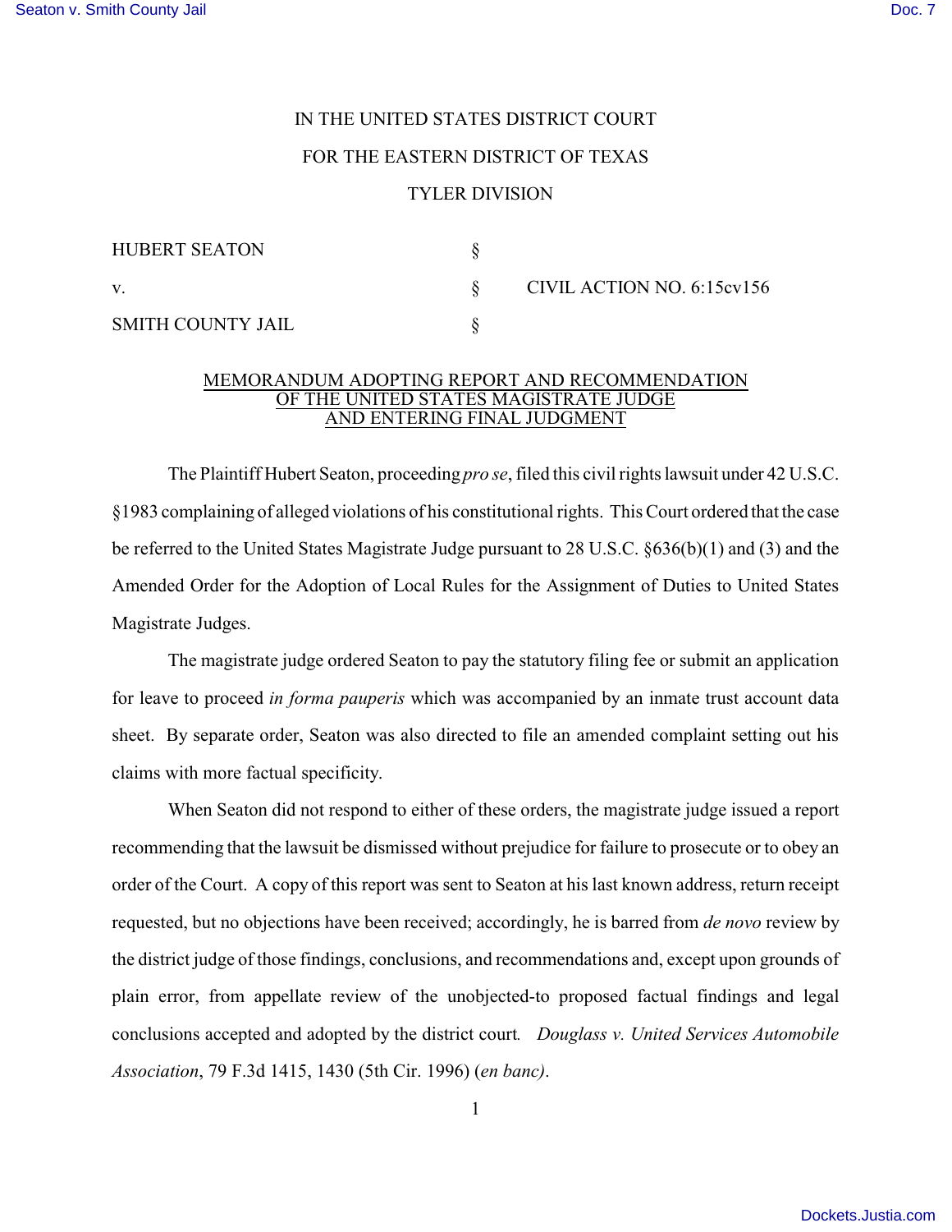IN THE UNITED STATES DISTRICT COURT

FOR THE EASTERN DISTRICT OF TEXAS

TYLER DIVISION

| | | |
|---|---|---|
| HUBERT SEATON | § | |
| v. | § | CIVIL ACTION NO. 6:15cv156 |
| SMITH COUNTY JAIL | § | |

## MEMORANDUM ADOPTING REPORT AND RECOMMENDATION OF THE UNITED STATES MAGISTRATE JUDGE AND ENTERING FINAL JUDGMENT

The Plaintiff Hubert Seaton, proceeding *pro se*, filed this civil rights lawsuit under 42 U.S.C. §1983 complaining of alleged violations of his constitutional rights. This Court ordered that the case be referred to the United States Magistrate Judge pursuant to 28 U.S.C. §636(b)(1) and (3) and the Amended Order for the Adoption of Local Rules for the Assignment of Duties to United States Magistrate Judges.

The magistrate judge ordered Seaton to pay the statutory filing fee or submit an application for leave to proceed *in forma pauperis* which was accompanied by an inmate trust account data sheet. By separate order, Seaton was also directed to file an amended complaint setting out his claims with more factual specificity.

When Seaton did not respond to either of these orders, the magistrate judge issued a report recommending that the lawsuit be dismissed without prejudice for failure to prosecute or to obey an order of the Court. A copy of this report was sent to Seaton at his last known address, return receipt requested, but no objections have been received; accordingly, he is barred from *de novo* review by the district judge of those findings, conclusions, and recommendations and, except upon grounds of plain error, from appellate review of the unobjected-to proposed factual findings and legal conclusions accepted and adopted by the district court. *Douglass v. United Services Automobile Association*, 79 F.3d 1415, 1430 (5th Cir. 1996) (*en banc)*.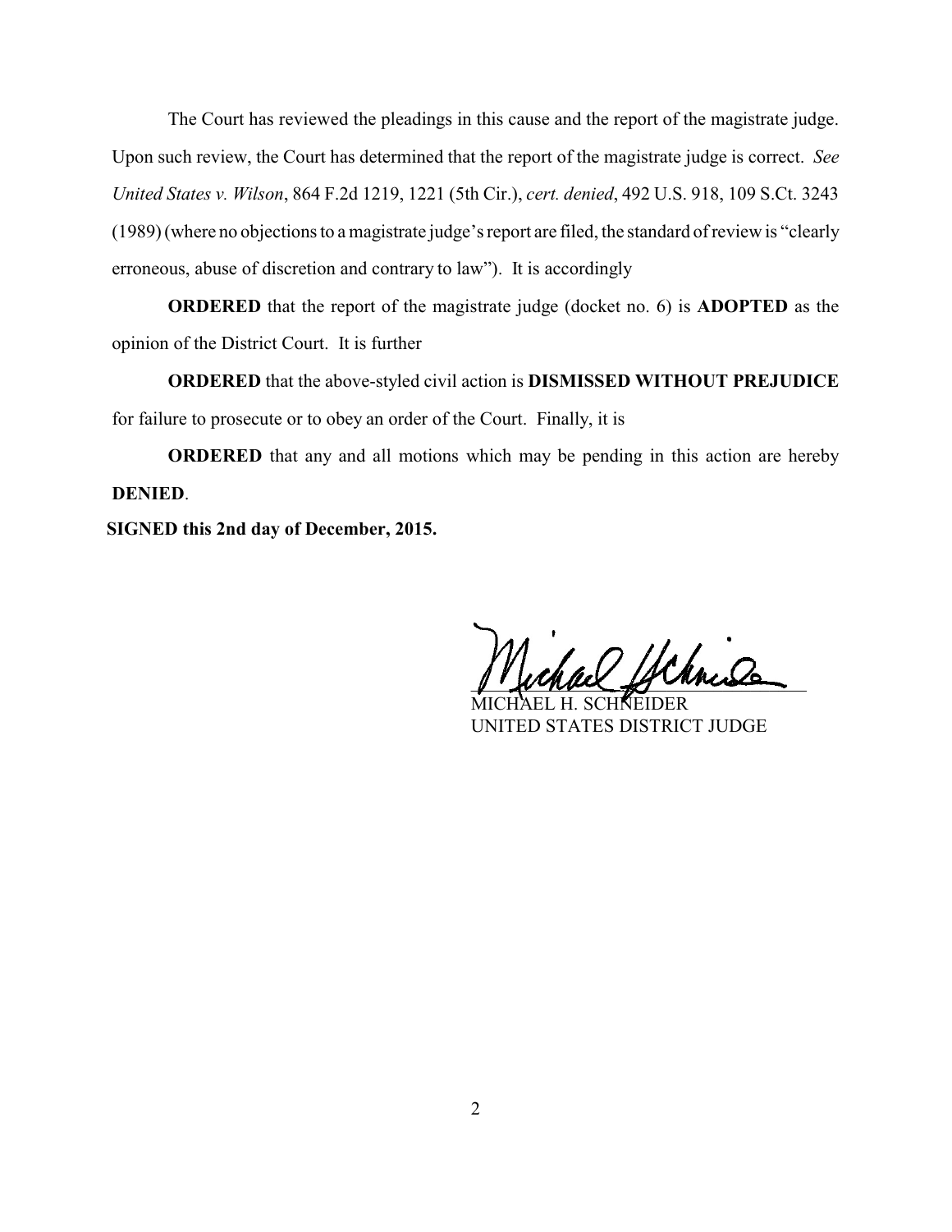The Court has reviewed the pleadings in this cause and the report of the magistrate judge. Upon such review, the Court has determined that the report of the magistrate judge is correct. *See United States v. Wilson*, 864 F.2d 1219, 1221 (5th Cir.), *cert. denied*, 492 U.S. 918, 109 S.Ct. 3243 (1989) (where no objections to a magistrate judge's report are filed, the standard of review is "clearly erroneous, abuse of discretion and contrary to law"). It is accordingly

**ORDERED** that the report of the magistrate judge (docket no. 6) is **ADOPTED** as the opinion of the District Court. It is further

**ORDERED** that the above-styled civil action is **DISMISSED WITHOUT PREJUDICE** for failure to prosecute or to obey an order of the Court. Finally, it is

**ORDERED** that any and all motions which may be pending in this action are hereby **DENIED**.

**SIGNED this 2nd day of December, 2015.**

MICHAEL H. SCHNEIDER
UNITED STATES DISTRICT JUDGE